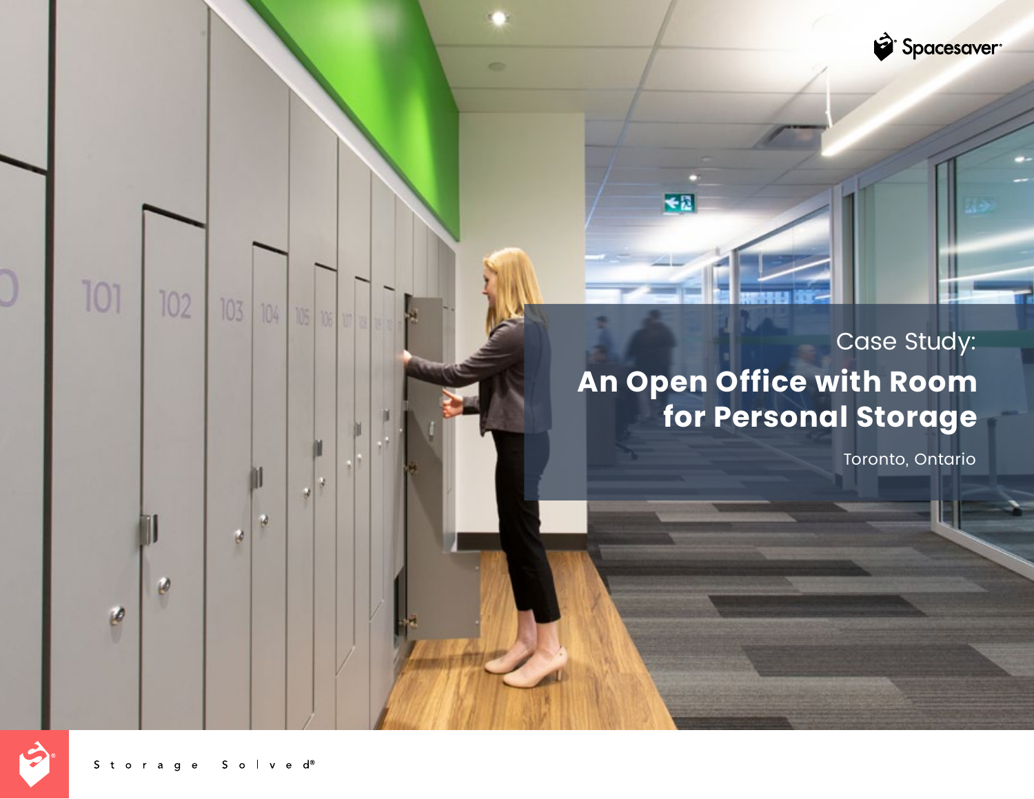Spacesaver®

Case Study:

# An Open Office with Room for Personal Storage

Toronto, Ontario

Storage Solved®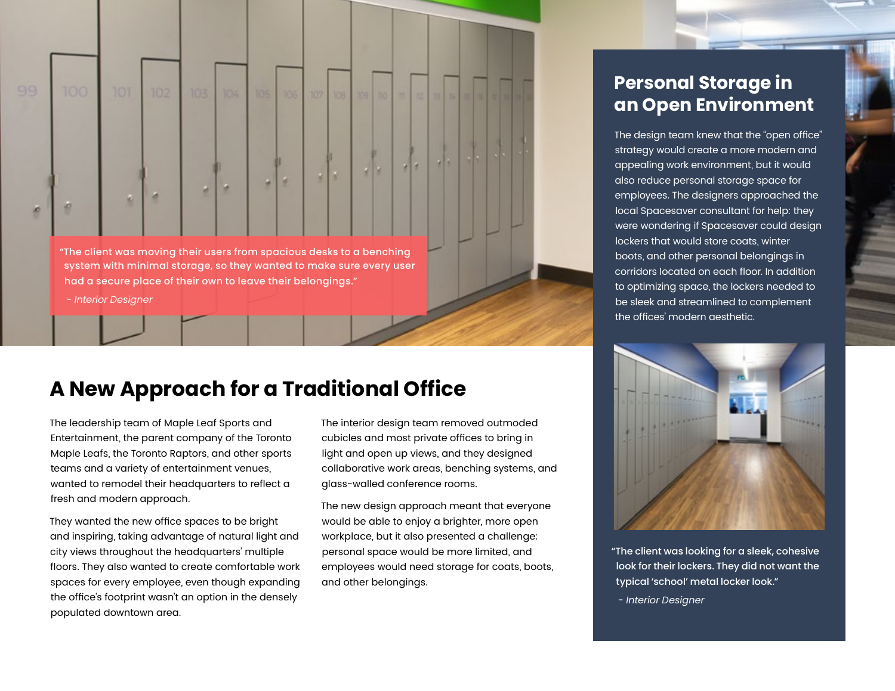> "The client was moving their users from spacious desks to a benching system with minimal storage, so they wanted to make sure every user had a secure place of their own to leave their belongings."
>
> *- Interior Designer*

## A New Approach for a Traditional Office

The leadership team of Maple Leaf Sports and Entertainment, the parent company of the Toronto Maple Leafs, the Toronto Raptors, and other sports teams and a variety of entertainment venues, wanted to remodel their headquarters to reflect a fresh and modern approach.

They wanted the new office spaces to be bright and inspiring, taking advantage of natural light and city views throughout the headquarters' multiple floors. They also wanted to create comfortable work spaces for every employee, even though expanding the office's footprint wasn't an option in the densely populated downtown area.

The interior design team removed outmoded cubicles and most private offices to bring in light and open up views, and they designed collaborative work areas, benching systems, and glass-walled conference rooms.

The new design approach meant that everyone would be able to enjoy a brighter, more open workplace, but it also presented a challenge: personal space would be more limited, and employees would need storage for coats, boots, and other belongings.

## Personal Storage in an Open Environment

The design team knew that the "open office" strategy would create a more modern and appealing work environment, but it would also reduce personal storage space for employees. The designers approached the local Spacesaver consultant for help: they were wondering if Spacesaver could design lockers that would store coats, winter boots, and other personal belongings in corridors located on each floor. In addition to optimizing space, the lockers needed to be sleek and streamlined to complement the offices' modern aesthetic.

> "The client was looking for a sleek, cohesive look for their lockers. They did not want the typical 'school' metal locker look."
>
> *- Interior Designer*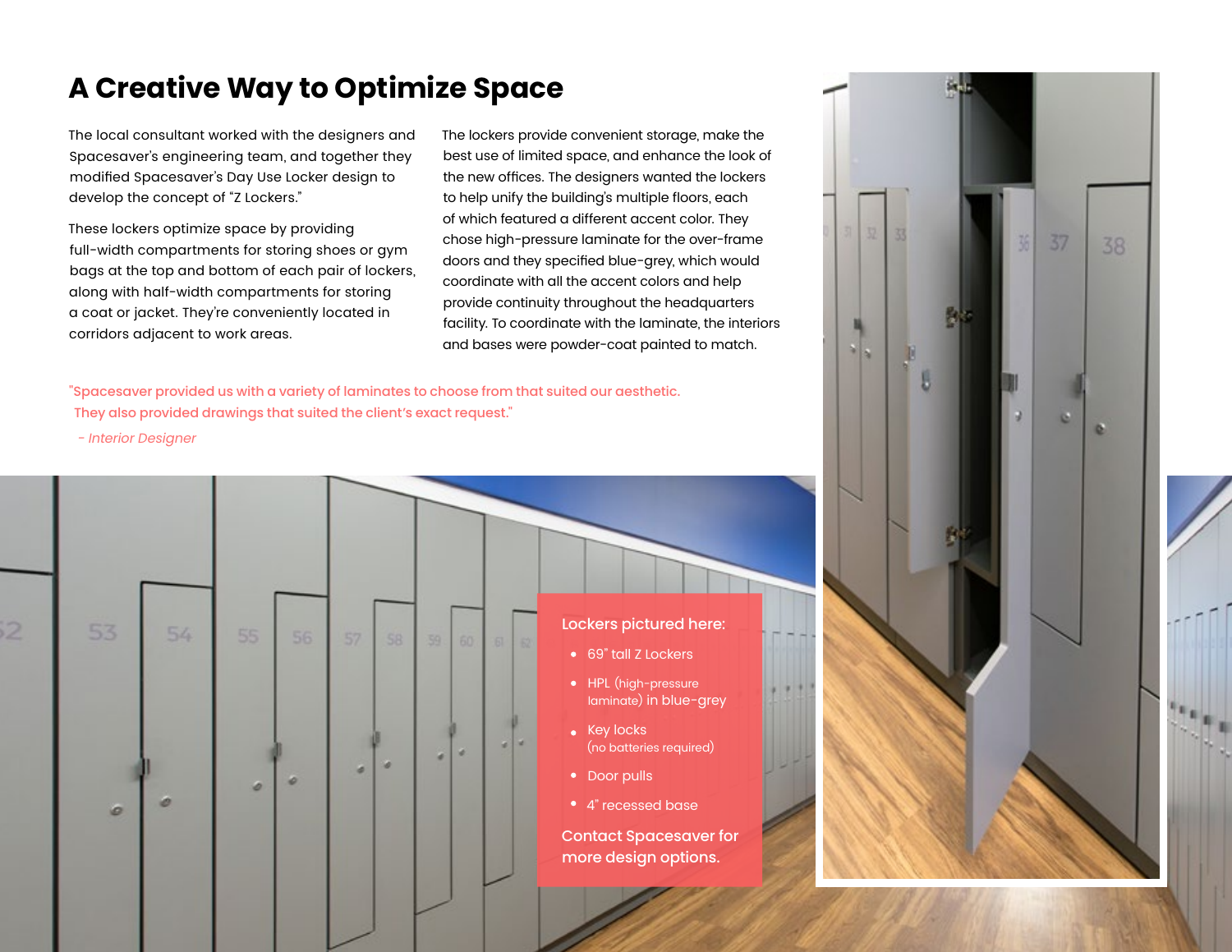# A Creative Way to Optimize Space

The local consultant worked with the designers and Spacesaver's engineering team, and together they modified Spacesaver's Day Use Locker design to develop the concept of "Z Lockers."

These lockers optimize space by providing full-width compartments for storing shoes or gym bags at the top and bottom of each pair of lockers, along with half-width compartments for storing a coat or jacket. They're conveniently located in corridors adjacent to work areas.

The lockers provide convenient storage, make the best use of limited space, and enhance the look of the new offices. The designers wanted the lockers to help unify the building's multiple floors, each of which featured a different accent color. They chose high-pressure laminate for the over-frame doors and they specified blue-grey, which would coordinate with all the accent colors and help provide continuity throughout the headquarters facility. To coordinate with the laminate, the interiors and bases were powder-coat painted to match.

"Spacesaver provided us with a variety of laminates to choose from that suited our aesthetic. They also provided drawings that suited the client's exact request."

*- Interior Designer*

**Lockers pictured here:**

- 69" tall Z Lockers
- HPL (high-pressure laminate) in blue-grey
- Key locks (no batteries required)
- Door pulls
- 4" recessed base

**Contact Spacesaver for more design options.**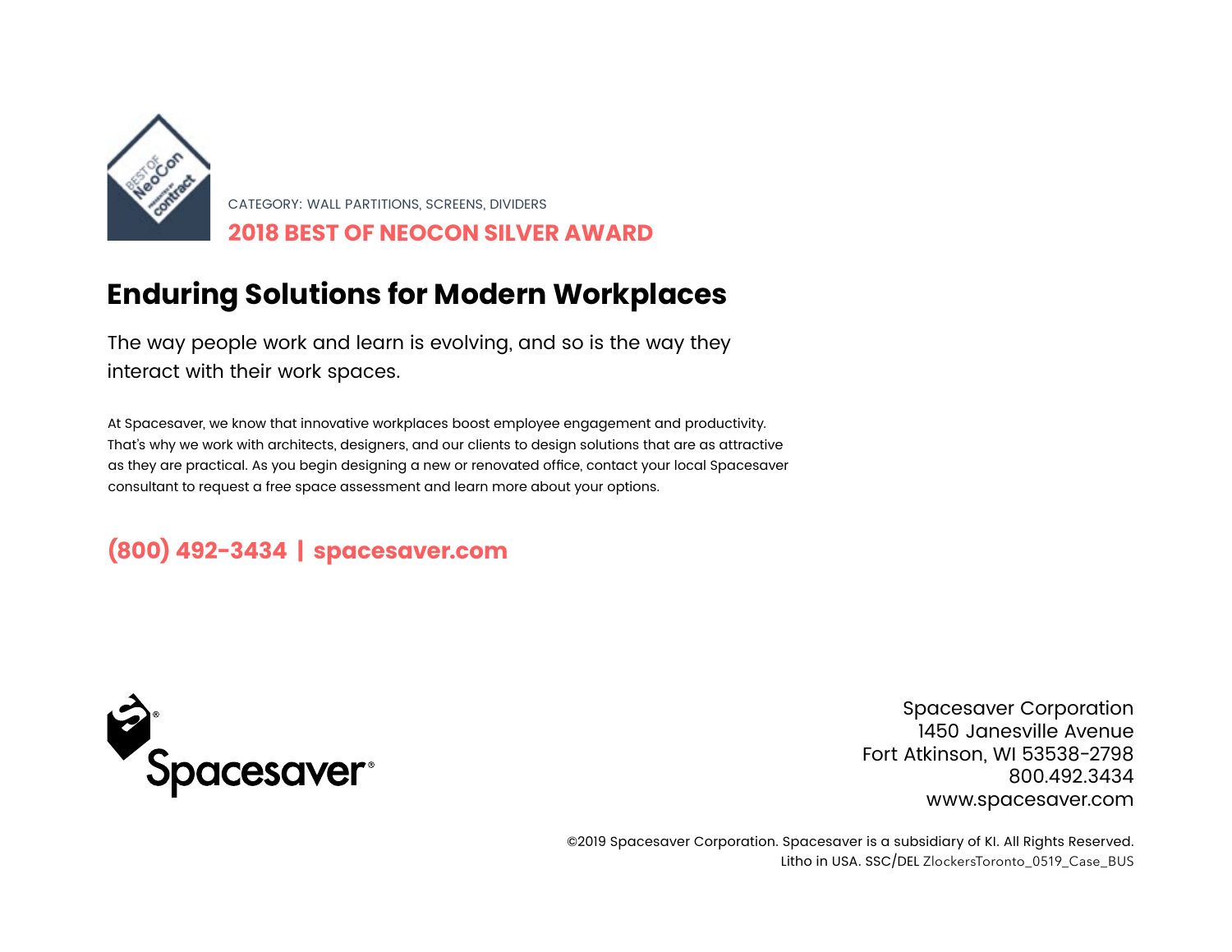CATEGORY: WALL PARTITIONS, SCREENS, DIVIDERS

**2018 BEST OF NEOCON SILVER AWARD**

## Enduring Solutions for Modern Workplaces

The way people work and learn is evolving, and so is the way they interact with their work spaces.

At Spacesaver, we know that innovative workplaces boost employee engagement and productivity. That's why we work with architects, designers, and our clients to design solutions that are as attractive as they are practical. As you begin designing a new or renovated office, contact your local Spacesaver consultant to request a free space assessment and learn more about your options.

**(800) 492-3434 | spacesaver.com**

Spacesaver Corporation
1450 Janesville Avenue
Fort Atkinson, WI 53538-2798
800.492.3434
www.spacesaver.com

©2019 Spacesaver Corporation. Spacesaver is a subsidiary of KI. All Rights Reserved.
Litho in USA. SSC/DEL ZlockersToronto_0519_Case_BUS